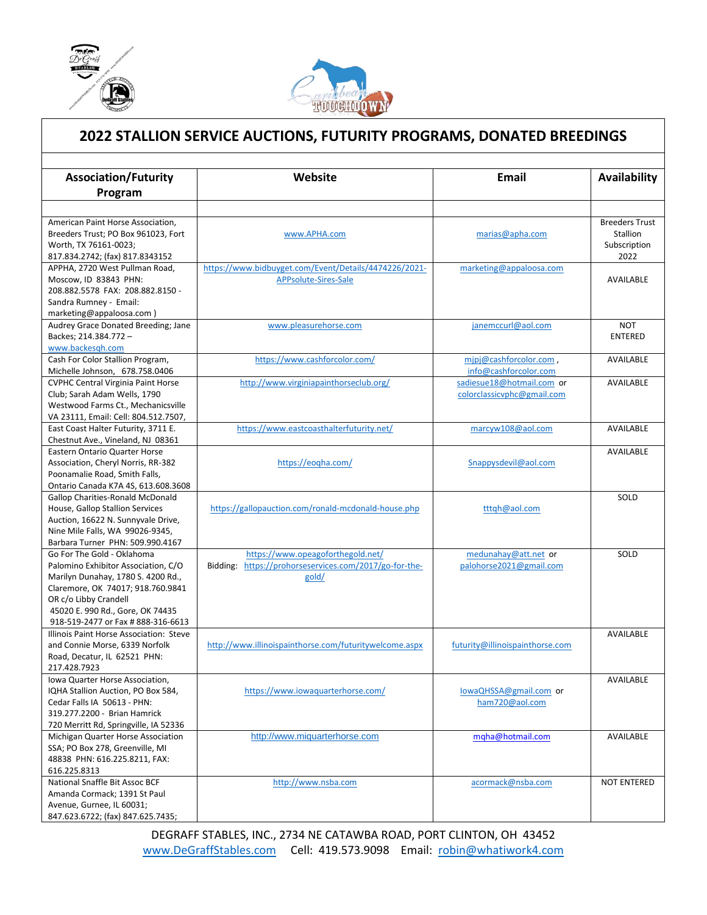# 2022 STALLION SERVICE AUCTIONS, FUTURITY PROGRAMS, DONATED BREEDINGS

| Association/Futurity Program | Website | Email | Availability |
|---|---|---|---|
| | | | |
| American Paint Horse Association, Breeders Trust; PO Box 961023, Fort Worth, TX 76161-0023; 817.834.2742; (fax) 817.8343152 | www.APHA.com | marias@apha.com | Breeders Trust Stallion Subscription 2022 |
| APPHA, 2720 West Pullman Road, Moscow, ID 83843 PHN: 208.882.5578 FAX: 208.882.8150 - Sandra Rumney - Email: marketing@appaloosa.com ) | https://www.bidbuyget.com/Event/Details/4474226/2021-APPsolute-Sires-Sale | marketing@appaloosa.com | AVAILABLE |
| Audrey Grace Donated Breeding; Jane Backes; 214.384.772 – www.backesqh.com | www.pleasurehorse.com | janemccurl@aol.com | NOT ENTERED |
| Cash For Color Stallion Program, Michelle Johnson, 678.758.0406 | https://www.cashforcolor.com/ | mjpj@cashforcolor.com , info@cashforcolor.com | AVAILABLE |
| CVPHC Central Virginia Paint Horse Club; Sarah Adam Wells, 1790 Westwood Farms Ct., Mechanicsville VA 23111, Email: Cell: 804.512.7507, | http://www.virginiapainthorseclub.org/ | sadiesue18@hotmail.com or colorclassicvphc@gmail.com | AVAILABLE |
| East Coast Halter Futurity, 3711 E. Chestnut Ave., Vineland, NJ 08361 | https://www.eastcoasthalterfuturity.net/ | marcyw108@aol.com | AVAILABLE |
| Eastern Ontario Quarter Horse Association, Cheryl Norris, RR-382 Poonamalie Road, Smith Falls, Ontario Canada K7A 4S, 613.608.3608 | https://eoqha.com/ | Snappysdevil@aol.com | AVAILABLE |
| Gallop Charities-Ronald McDonald House, Gallop Stallion Services Auction, 16622 N. Sunnyvale Drive, Nine Mile Falls, WA 99026-9345, Barbara Turner PHN: 509.990.4167 | https://gallopauction.com/ronald-mcdonald-house.php | tttqh@aol.com | SOLD |
| Go For The Gold - Oklahoma Palomino Exhibitor Association, C/O Marilyn Dunahay, 1780 S. 4200 Rd., Claremore, OK 74017; 918.760.9841 OR c/o Libby Crandell 45020 E. 990 Rd., Gore, OK 74435 918-519-2477 or Fax # 888-316-6613 | https://www.opeagoforthegold.net/ Bidding: https://prohorseservices.com/2017/go-for-the-gold/ | medunahay@att.net or palohorse2021@gmail.com | SOLD |
| Illinois Paint Horse Association: Steve and Connie Morse, 6339 Norfolk Road, Decatur, IL 62521 PHN: 217.428.7923 | http://www.illinoispainthorse.com/futuritywelcome.aspx | futurity@illinoispainthorse.com | AVAILABLE |
| Iowa Quarter Horse Association, IQHA Stallion Auction, PO Box 584, Cedar Falls IA 50613 - PHN: 319.277.2200 - Brian Hamrick 720 Merritt Rd, Springville, IA 52336 | https://www.iowaquarterhorse.com/ | IowaQHSSA@gmail.com or ham720@aol.com | AVAILABLE |
| Michigan Quarter Horse Association SSA; PO Box 278, Greenville, MI 48838 PHN: 616.225.8211, FAX: 616.225.8313 | http://www.miquarterhorse.com | mqha@hotmail.com | AVAILABLE |
| National Snaffle Bit Assoc BCF Amanda Cormack; 1391 St Paul Avenue, Gurnee, IL 60031; 847.623.6722; (fax) 847.625.7435; | http://www.nsba.com | acormack@nsba.com | NOT ENTERED |

DEGRAFF STABLES, INC., 2734 NE CATAWBA ROAD, PORT CLINTON, OH 43452
www.DeGraffStables.com Cell: 419.573.9098 Email: robin@whatiwork4.com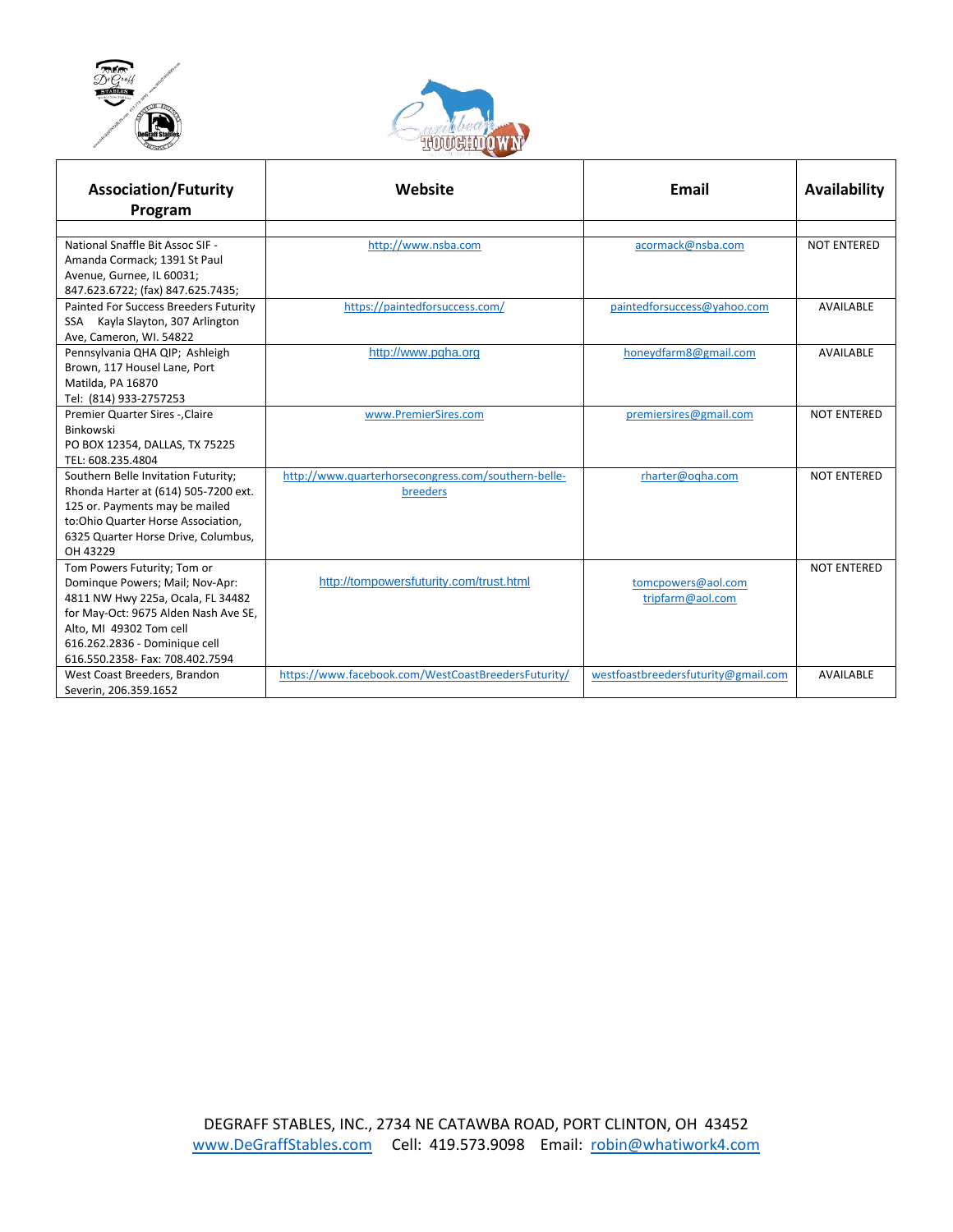| Association/Futurity Program | Website | Email | Availability |
|---|---|---|---|
| | | | |
| National Snaffle Bit Assoc SIF - Amanda Cormack; 1391 St Paul Avenue, Gurnee, IL 60031; 847.623.6722; (fax) 847.625.7435; | http://www.nsba.com | acormack@nsba.com | NOT ENTERED |
| Painted For Success Breeders Futurity SSA Kayla Slayton, 307 Arlington Ave, Cameron, WI. 54822 | https://paintedforsuccess.com/ | paintedforsuccess@yahoo.com | AVAILABLE |
| Pennsylvania QHA QIP; Ashleigh Brown, 117 Housel Lane, Port Matilda, PA 16870 Tel: (814) 933-2757253 | http://www.pqha.org | honeydfarm8@gmail.com | AVAILABLE |
| Premier Quarter Sires -,Claire Binkowski PO BOX 12354, DALLAS, TX 75225 TEL: 608.235.4804 | www.PremierSires.com | premiersires@gmail.com | NOT ENTERED |
| Southern Belle Invitation Futurity; Rhonda Harter at (614) 505-7200 ext. 125 or. Payments may be mailed to:Ohio Quarter Horse Association, 6325 Quarter Horse Drive, Columbus, OH 43229 | http://www.quarterhorsecongress.com/southern-belle-breeders | rharter@oqha.com | NOT ENTERED |
| Tom Powers Futurity; Tom or Dominque Powers; Mail; Nov-Apr: 4811 NW Hwy 225a, Ocala, FL 34482 for May-Oct: 9675 Alden Nash Ave SE, Alto, MI 49302 Tom cell 616.262.2836 - Dominique cell 616.550.2358- Fax: 708.402.7594 | http://tompowersfuturity.com/trust.html | tomcpowers@aol.com tripfarm@aol.com | NOT ENTERED |
| West Coast Breeders, Brandon Severin, 206.359.1652 | https://www.facebook.com/WestCoastBreedersFuturity/ | westfoastbreedersfuturity@gmail.com | AVAILABLE |

DEGRAFF STABLES, INC., 2734 NE CATAWBA ROAD, PORT CLINTON, OH 43452
www.DeGraffStables.com Cell: 419.573.9098 Email: robin@whatiwork4.com